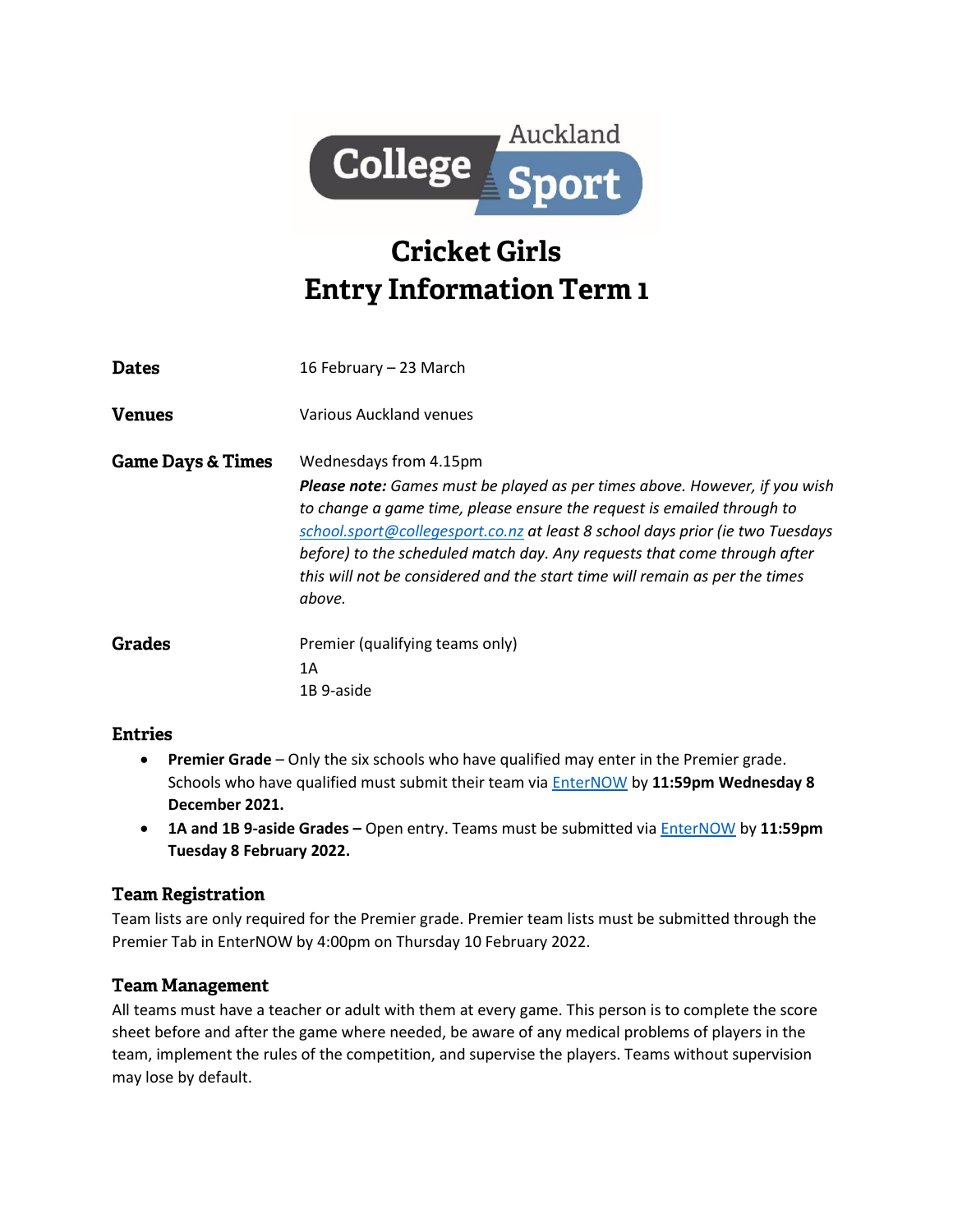Auckland College Sport

# Cricket Girls
# Entry Information Term 1

**Dates** 16 February – 23 March

**Venues** Various Auckland venues

**Game Days & Times** Wednesdays from 4.15pm

***Please note:*** *Games must be played as per times above. However, if you wish to change a game time, please ensure the request is emailed through to [school.sport@collegesport.co.nz](mailto:school.sport@collegesport.co.nz) at least 8 school days prior (ie two Tuesdays before) to the scheduled match day. Any requests that come through after this will not be considered and the start time will remain as per the times above.*

**Grades**
Premier (qualifying teams only)
1A
1B 9-aside

## Entries

- **Premier Grade** – Only the six schools who have qualified may enter in the Premier grade. Schools who have qualified must submit their team via EnterNOW by **11:59pm Wednesday 8 December 2021.**
- **1A and 1B 9-aside Grades –** Open entry. Teams must be submitted via EnterNOW by **11:59pm Tuesday 8 February 2022.**

## Team Registration

Team lists are only required for the Premier grade. Premier team lists must be submitted through the Premier Tab in EnterNOW by 4:00pm on Thursday 10 February 2022.

## Team Management

All teams must have a teacher or adult with them at every game. This person is to complete the score sheet before and after the game where needed, be aware of any medical problems of players in the team, implement the rules of the competition, and supervise the players. Teams without supervision may lose by default.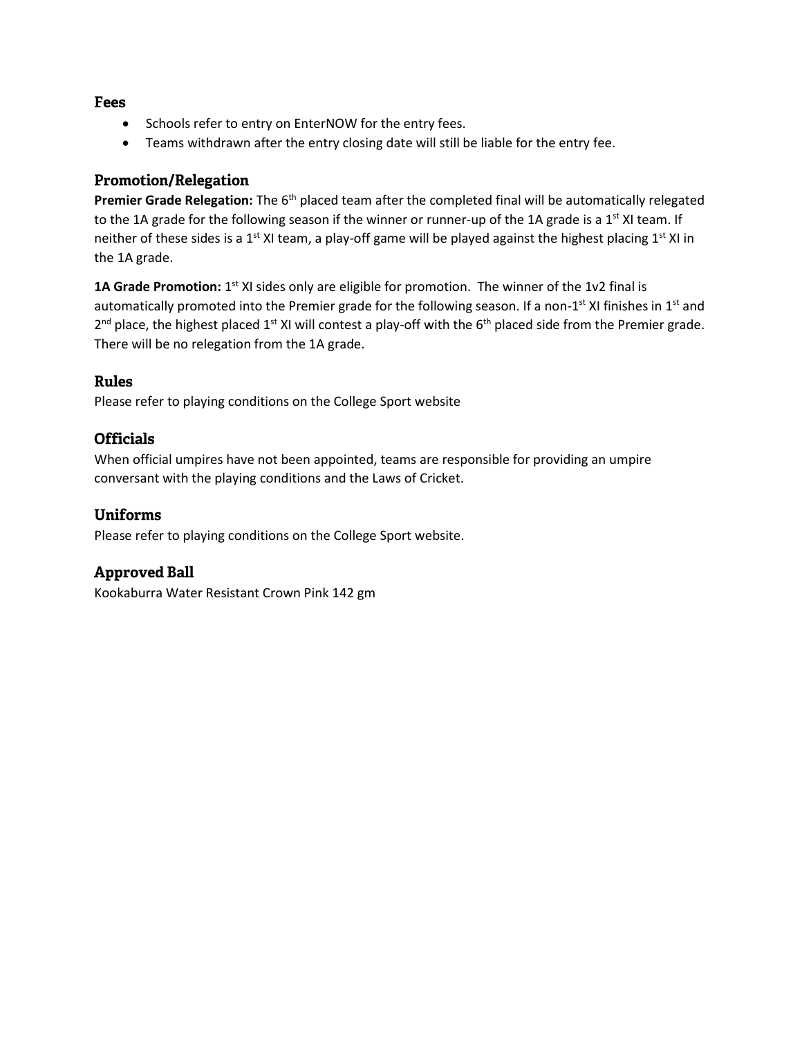## Fees

- Schools refer to entry on EnterNOW for the entry fees.
- Teams withdrawn after the entry closing date will still be liable for the entry fee.

## Promotion/Relegation

**Premier Grade Relegation:** The 6th placed team after the completed final will be automatically relegated to the 1A grade for the following season if the winner or runner-up of the 1A grade is a 1st XI team. If neither of these sides is a 1st XI team, a play-off game will be played against the highest placing 1st XI in the 1A grade.

**1A Grade Promotion:** 1st XI sides only are eligible for promotion. The winner of the 1v2 final is automatically promoted into the Premier grade for the following season. If a non-1st XI finishes in 1st and 2nd place, the highest placed 1st XI will contest a play-off with the 6th placed side from the Premier grade. There will be no relegation from the 1A grade.

## Rules

Please refer to playing conditions on the College Sport website

## Officials

When official umpires have not been appointed, teams are responsible for providing an umpire conversant with the playing conditions and the Laws of Cricket.

## Uniforms

Please refer to playing conditions on the College Sport website.

## Approved Ball

Kookaburra Water Resistant Crown Pink 142 gm